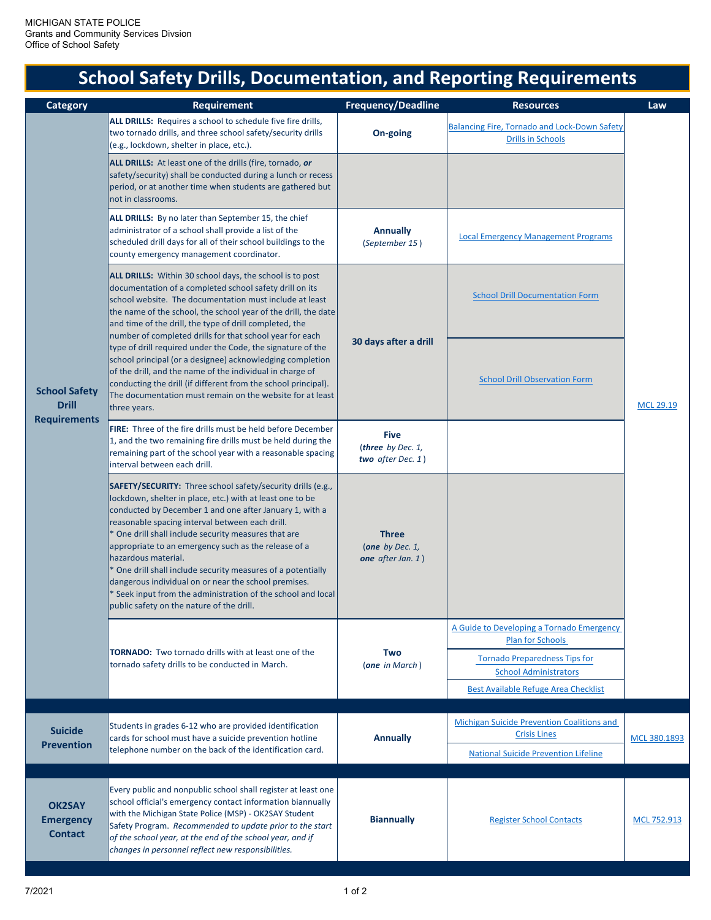MICHIGAN STATE POLICE
Grants and Community Services Divsion
Office of School Safety

# School Safety Drills, Documentation, and Reporting Requirements

| Category | Requirement | Frequency/Deadline | Resources | Law |
|---|---|---|---|---|
| **School Safety Drill Requirements** | **ALL DRILLS:** Requires a school to schedule five fire drills, two tornado drills, and three school safety/security drills (e.g., lockdown, shelter in place, etc.). | **On-going** | Balancing Fire, Tornado and Lock-Down Safety Drills in Schools | MCL 29.19 |
| | **ALL DRILLS:** At least one of the drills (fire, tornado, ***or*** safety/security) shall be conducted during a lunch or recess period, or at another time when students are gathered but not in classrooms. | | | |
| | **ALL DRILLS:** By no later than September 15, the chief administrator of a school shall provide a list of the scheduled drill days for all of their school buildings to the county emergency management coordinator. | **Annually** (*September 15*) | Local Emergency Management Programs | |
| | **ALL DRILLS:** Within 30 school days, the school is to post documentation of a completed school safety drill on its school website. The documentation must include at least the name of the school, the school year of the drill, the date and time of the drill, the type of drill completed, the number of completed drills for that school year for each type of drill required under the Code, the signature of the school principal (or a designee) acknowledging completion of the drill, and the name of the individual in charge of conducting the drill (if different from the school principal). The documentation must remain on the website for at least three years. | **30 days after a drill** | School Drill Documentation Form<br>School Drill Observation Form | |
| | **FIRE:** Three of the fire drills must be held before December 1, and the two remaining fire drills must be held during the remaining part of the school year with a reasonable spacing interval between each drill. | **Five** (***three*** *by Dec. 1,* ***two*** *after Dec. 1*) | | |
| | **SAFETY/SECURITY:** Three school safety/security drills (e.g., lockdown, shelter in place, etc.) with at least one to be conducted by December 1 and one after January 1, with a reasonable spacing interval between each drill.<br>* One drill shall include security measures that are appropriate to an emergency such as the release of a hazardous material.<br>* One drill shall include security measures of a potentially dangerous individual on or near the school premises.<br>* Seek input from the administration of the school and local public safety on the nature of the drill. | **Three** (***one*** *by Dec. 1,* ***one*** *after Jan. 1*) | | |
| | **TORNADO:** Two tornado drills with at least one of the tornado safety drills to be conducted in March. | **Two** (***one*** *in March*) | A Guide to Developing a Tornado Emergency Plan for Schools<br>Tornado Preparedness Tips for School Administrators<br>Best Available Refuge Area Checklist | |
| **Suicide Prevention** | Students in grades 6-12 who are provided identification cards for school must have a suicide prevention hotline telephone number on the back of the identification card. | **Annually** | Michigan Suicide Prevention Coalitions and Crisis Lines<br>National Suicide Prevention Lifeline | MCL 380.1893 |
| **OK2SAY Emergency Contact** | Every public and nonpublic school shall register at least one school official's emergency contact information biannually with the Michigan State Police (MSP) - OK2SAY Student Safety Program. *Recommended to update prior to the start of the school year, at the end of the school year, and if changes in personnel reflect new responsibilities.* | **Biannually** | Register School Contacts | MCL 752.913 |

7/2021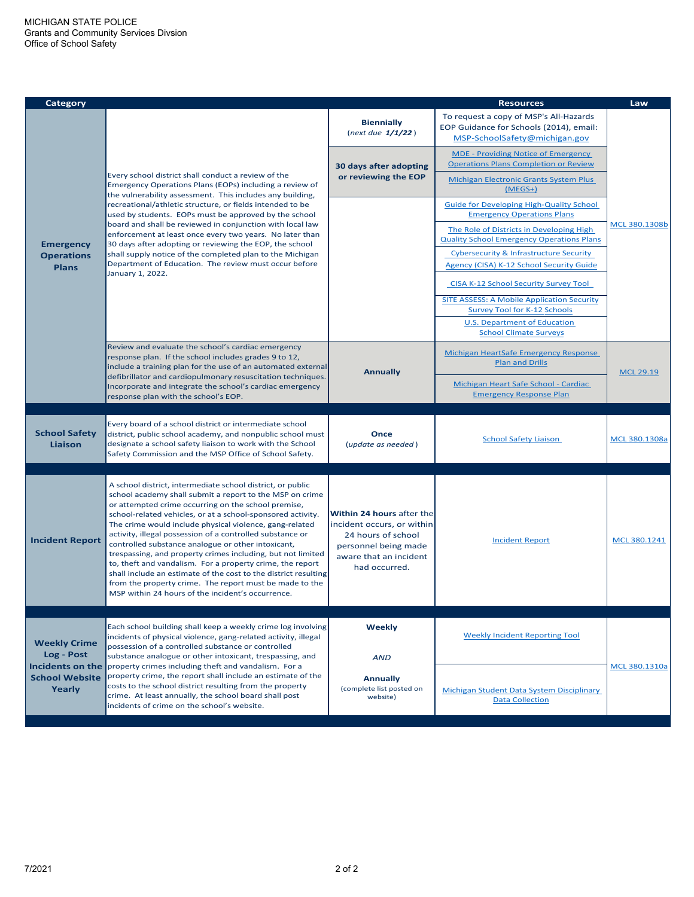MICHIGAN STATE POLICE
Grants and Community Services Divsion
Office of School Safety

| Category | | | Resources | Law |
|---|---|---|---|---|
| **Emergency Operations Plans** | Every school district shall conduct a review of the Emergency Operations Plans (EOPs) including a review of the vulnerability assessment. This includes any building, recreational/athletic structure, or fields intended to be used by students. EOPs must be approved by the school board and shall be reviewed in conjunction with local law enforcement at least once every two years. No later than 30 days after adopting or reviewing the EOP, the school shall supply notice of the completed plan to the Michigan Department of Education. The review must occur before January 1, 2022. | **Biennially** (*next due **1/1/22***) | To request a copy of MSP's All-Hazards EOP Guidance for Schools (2014), email: MSP-SchoolSafety@michigan.gov | MCL 380.1308b |
| | | **30 days after adopting or reviewing the EOP** | MDE - Providing Notice of Emergency Operations Plans Completion or Review | |
| | | | Michigan Electronic Grants System Plus (MEGS+) | |
| | | | Guide for Developing High-Quality School Emergency Operations Plans | |
| | | | The Role of Districts in Developing High Quality School Emergency Operations Plans | |
| | | | Cybersecurity & Infrastructure Security Agency (CISA) K-12 School Security Guide | |
| | | | CISA K-12 School Security Survey Tool | |
| | | | SITE ASSESS: A Mobile Application Security Survey Tool for K-12 Schools | |
| | | | U.S. Department of Education School Climate Surveys | |
| | Review and evaluate the school's cardiac emergency response plan. If the school includes grades 9 to 12, include a training plan for the use of an automated external defibrillator and cardiopulmonary resuscitation techniques. Incorporate and integrate the school's cardiac emergency response plan with the school's EOP. | **Annually** | Michigan HeartSafe Emergency Response Plan and Drills | MCL 29.19 |
| | | | Michigan Heart Safe School - Cardiac Emergency Response Plan | |
| **School Safety Liaison** | Every board of a school district or intermediate school district, public school academy, and nonpublic school must designate a school safety liaison to work with the School Safety Commission and the MSP Office of School Safety. | **Once** (*update as needed*) | School Safety Liaison | MCL 380.1308a |
| **Incident Report** | A school district, intermediate school district, or public school academy shall submit a report to the MSP on crime or attempted crime occurring on the school premise, school-related vehicles, or at a school-sponsored activity. The crime would include physical violence, gang-related activity, illegal possession of a controlled substance or controlled substance analogue or other intoxicant, trespassing, and property crimes including, but not limited to, theft and vandalism. For a property crime, the report shall include an estimate of the cost to the district resulting from the property crime. The report must be made to the MSP within 24 hours of the incident's occurrence. | **Within 24 hours** after the incident occurs, or within 24 hours of school personnel being made aware that an incident had occurred. | Incident Report | MCL 380.1241 |
| **Weekly Crime Log - Post Incidents on the School Website Yearly** | Each school building shall keep a weekly crime log involving incidents of physical violence, gang-related activity, illegal possession of a controlled substance or controlled substance analogue or other intoxicant, trespassing, and property crimes including theft and vandalism. For a property crime, the report shall include an estimate of the costs to the school district resulting from the property crime. At least annually, the school board shall post incidents of crime on the school's website. | **Weekly** *AND* **Annually** (complete list posted on website) | Weekly Incident Reporting Tool | MCL 380.1310a |
| | | | Michigan Student Data System Disciplinary Data Collection | |

7/2021